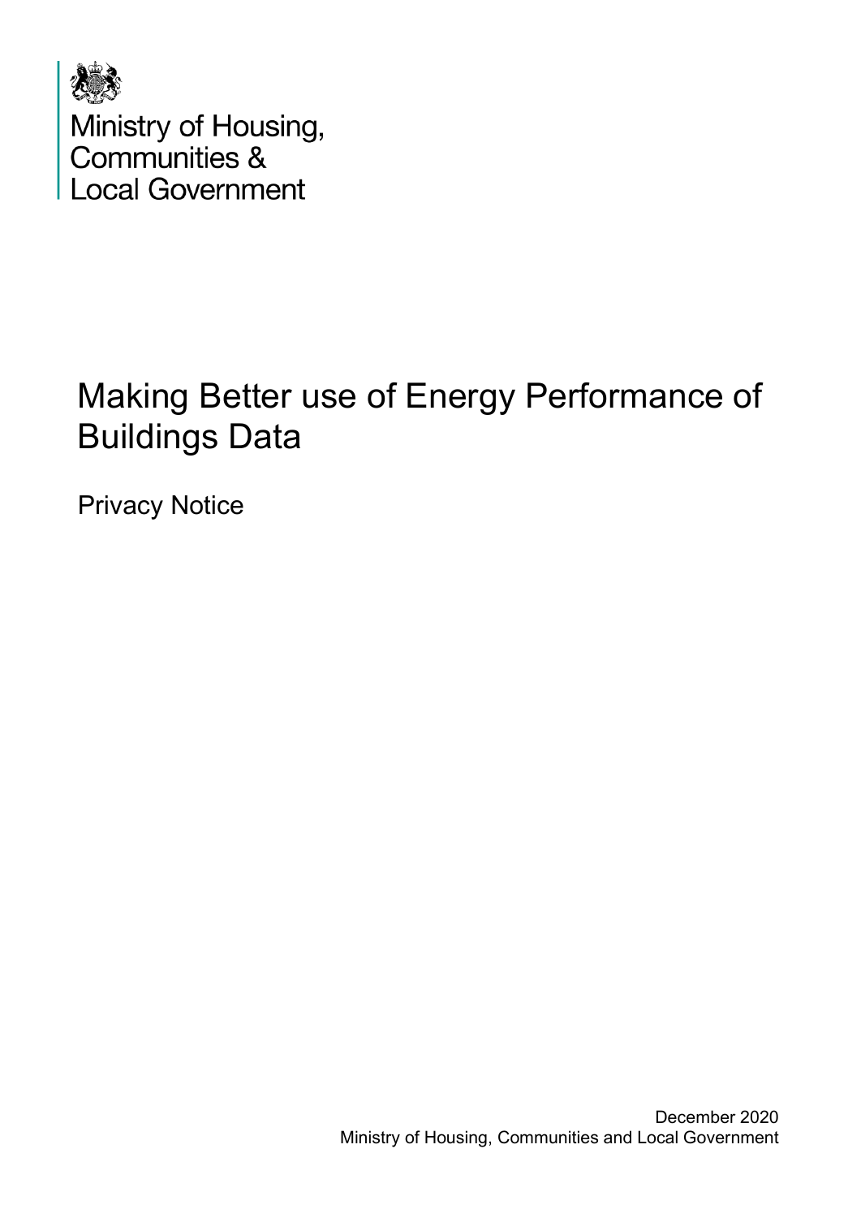Ministry of Housing, Communities & Local Government

# Making Better use of Energy Performance of Buildings Data

Privacy Notice

December 2020
Ministry of Housing, Communities and Local Government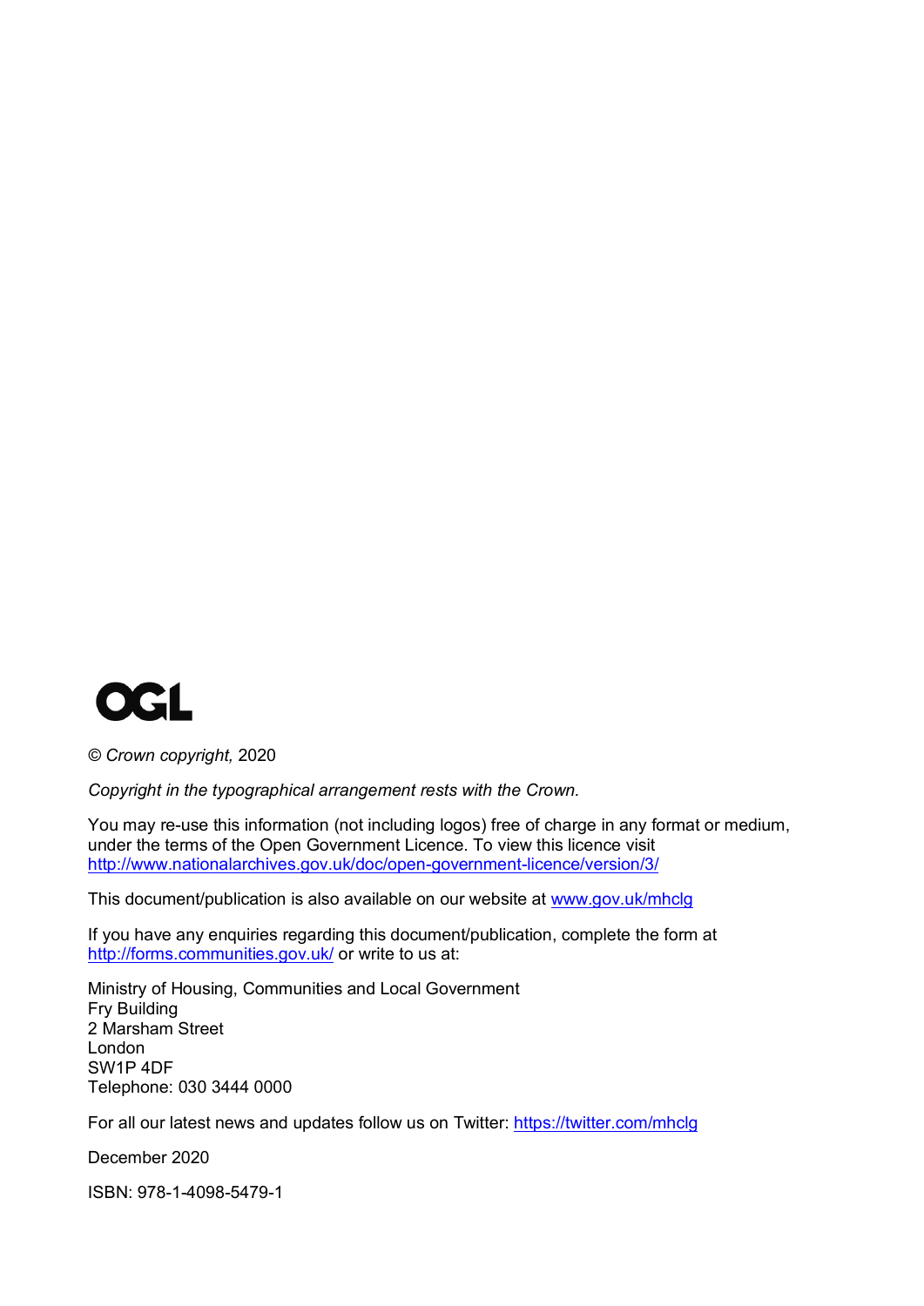OGL

© *Crown copyright,* 2020

*Copyright in the typographical arrangement rests with the Crown.*

You may re-use this information (not including logos) free of charge in any format or medium, under the terms of the Open Government Licence. To view this licence visit http://www.nationalarchives.gov.uk/doc/open-government-licence/version/3/

This document/publication is also available on our website at www.gov.uk/mhclg

If you have any enquiries regarding this document/publication, complete the form at http://forms.communities.gov.uk/ or write to us at:

Ministry of Housing, Communities and Local Government
Fry Building
2 Marsham Street
London
SW1P 4DF
Telephone: 030 3444 0000

For all our latest news and updates follow us on Twitter: https://twitter.com/mhclg

December 2020

ISBN: 978-1-4098-5479-1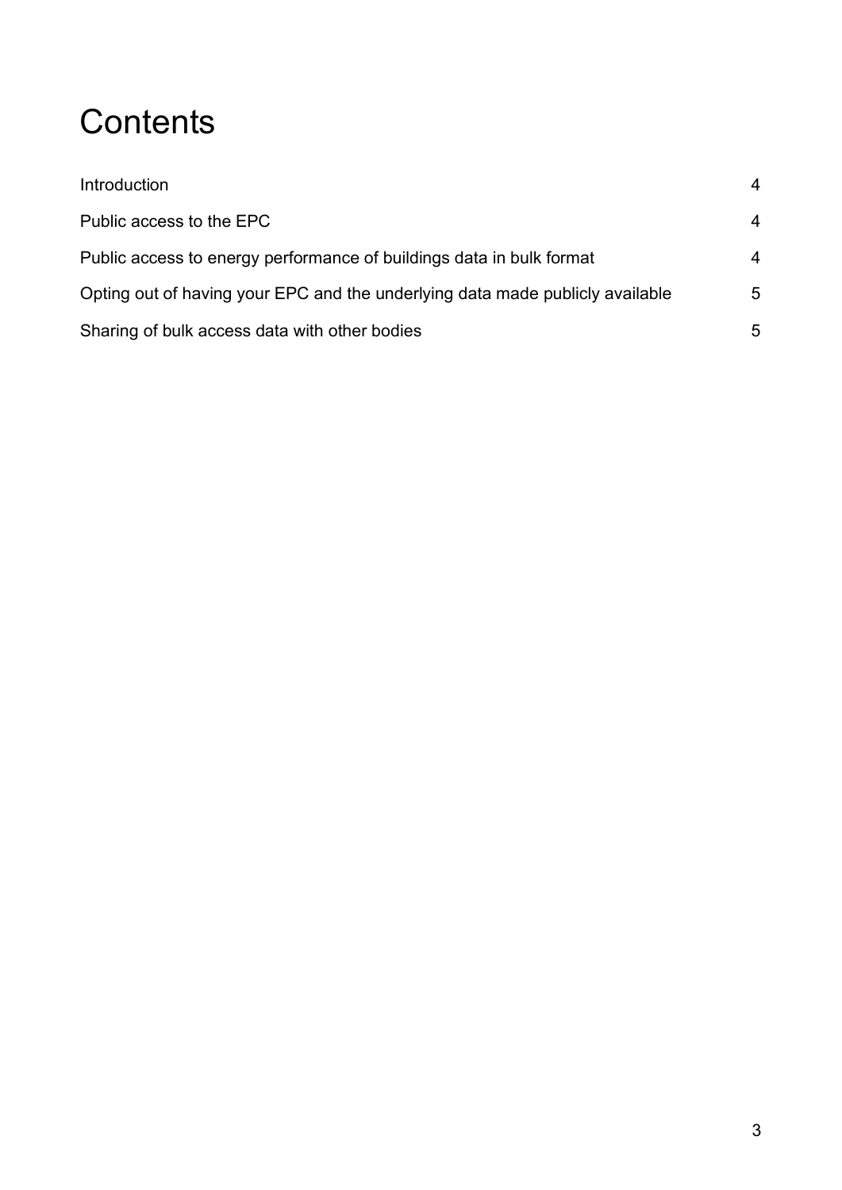# Contents

| | |
|---|---|
| Introduction | 4 |
| Public access to the EPC | 4 |
| Public access to energy performance of buildings data in bulk format | 4 |
| Opting out of having your EPC and the underlying data made publicly available | 5 |
| Sharing of bulk access data with other bodies | 5 |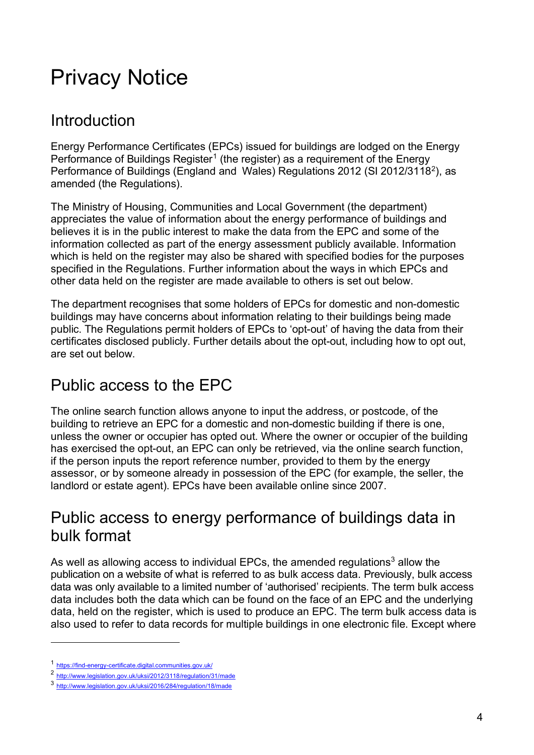# Privacy Notice

## Introduction

Energy Performance Certificates (EPCs) issued for buildings are lodged on the Energy Performance of Buildings Register[1] (the register) as a requirement of the Energy Performance of Buildings (England and Wales) Regulations 2012 (SI 2012/3118[2]), as amended (the Regulations).

The Ministry of Housing, Communities and Local Government (the department) appreciates the value of information about the energy performance of buildings and believes it is in the public interest to make the data from the EPC and some of the information collected as part of the energy assessment publicly available. Information which is held on the register may also be shared with specified bodies for the purposes specified in the Regulations. Further information about the ways in which EPCs and other data held on the register are made available to others is set out below.

The department recognises that some holders of EPCs for domestic and non-domestic buildings may have concerns about information relating to their buildings being made public. The Regulations permit holders of EPCs to 'opt-out' of having the data from their certificates disclosed publicly. Further details about the opt-out, including how to opt out, are set out below.

## Public access to the EPC

The online search function allows anyone to input the address, or postcode, of the building to retrieve an EPC for a domestic and non-domestic building if there is one, unless the owner or occupier has opted out. Where the owner or occupier of the building has exercised the opt-out, an EPC can only be retrieved, via the online search function, if the person inputs the report reference number, provided to them by the energy assessor, or by someone already in possession of the EPC (for example, the seller, the landlord or estate agent). EPCs have been available online since 2007.

## Public access to energy performance of buildings data in bulk format

As well as allowing access to individual EPCs, the amended regulations[3] allow the publication on a website of what is referred to as bulk access data. Previously, bulk access data was only available to a limited number of 'authorised' recipients. The term bulk access data includes both the data which can be found on the face of an EPC and the underlying data, held on the register, which is used to produce an EPC. The term bulk access data is also used to refer to data records for multiple buildings in one electronic file. Except where

---

[1] https://find-energy-certificate.digital.communities.gov.uk/

[2] http://www.legislation.gov.uk/uksi/2012/3118/regulation/31/made

[3] http://www.legislation.gov.uk/uksi/2016/284/regulation/18/made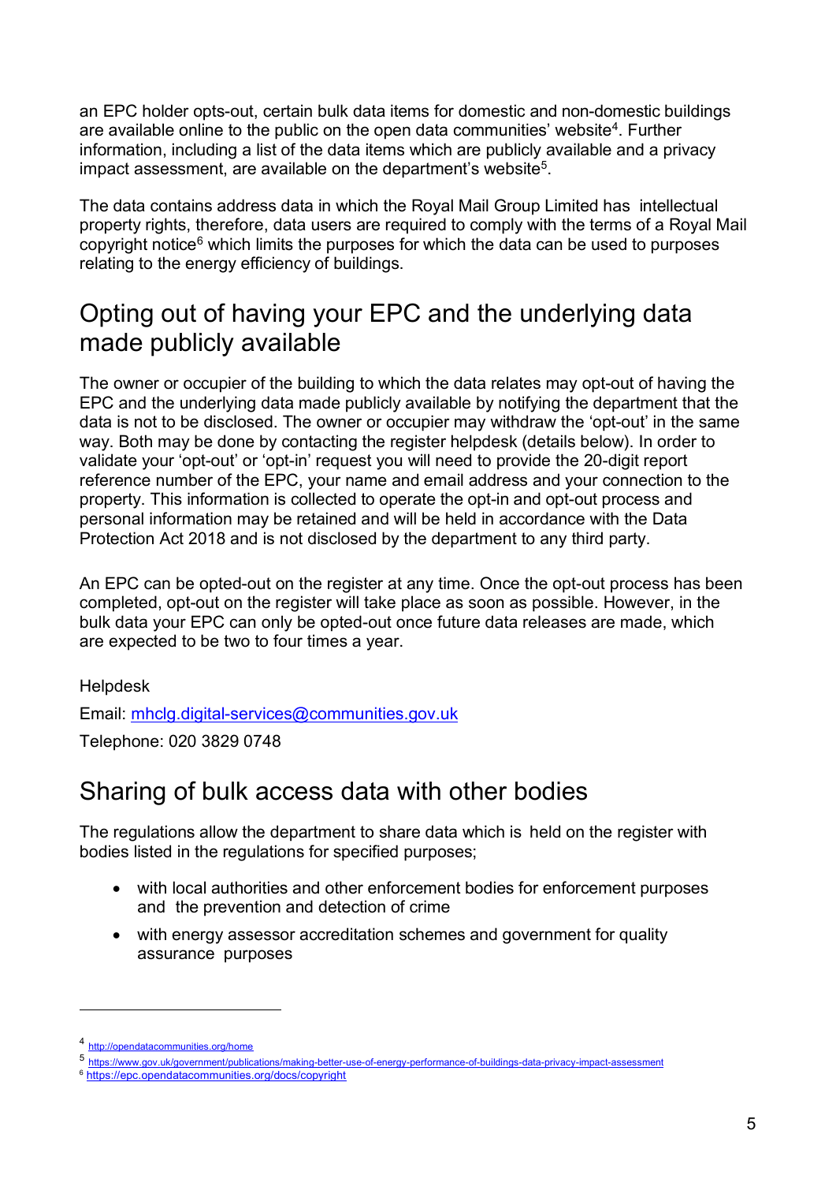an EPC holder opts-out, certain bulk data items for domestic and non-domestic buildings are available online to the public on the open data communities' website[4]. Further information, including a list of the data items which are publicly available and a privacy impact assessment, are available on the department's website[5].

The data contains address data in which the Royal Mail Group Limited has intellectual property rights, therefore, data users are required to comply with the terms of a Royal Mail copyright notice[6] which limits the purposes for which the data can be used to purposes relating to the energy efficiency of buildings.

## Opting out of having your EPC and the underlying data made publicly available

The owner or occupier of the building to which the data relates may opt-out of having the EPC and the underlying data made publicly available by notifying the department that the data is not to be disclosed. The owner or occupier may withdraw the 'opt-out' in the same way. Both may be done by contacting the register helpdesk (details below). In order to validate your 'opt-out' or 'opt-in' request you will need to provide the 20-digit report reference number of the EPC, your name and email address and your connection to the property. This information is collected to operate the opt-in and opt-out process and personal information may be retained and will be held in accordance with the Data Protection Act 2018 and is not disclosed by the department to any third party.

An EPC can be opted-out on the register at any time. Once the opt-out process has been completed, opt-out on the register will take place as soon as possible. However, in the bulk data your EPC can only be opted-out once future data releases are made, which are expected to be two to four times a year.

Helpdesk

Email: mhclg.digital-services@communities.gov.uk

Telephone: 020 3829 0748

## Sharing of bulk access data with other bodies

The regulations allow the department to share data which is held on the register with bodies listed in the regulations for specified purposes;

- with local authorities and other enforcement bodies for enforcement purposes and the prevention and detection of crime
- with energy assessor accreditation schemes and government for quality assurance purposes

---

[4] http://opendatacommunities.org/home

[5] https://www.gov.uk/government/publications/making-better-use-of-energy-performance-of-buildings-data-privacy-impact-assessment

[6] https://epc.opendatacommunities.org/docs/copyright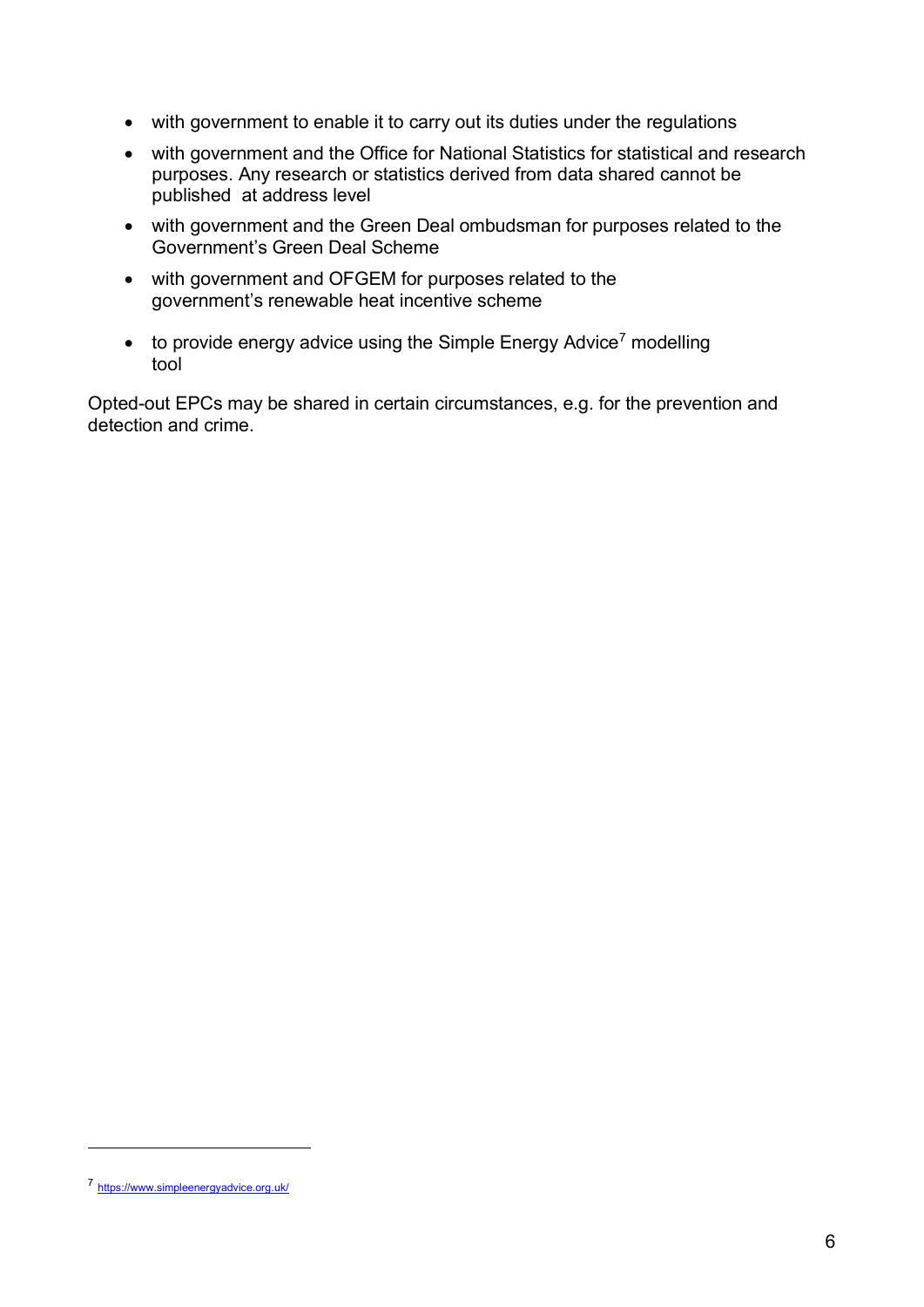- with government to enable it to carry out its duties under the regulations
- with government and the Office for National Statistics for statistical and research purposes. Any research or statistics derived from data shared cannot be published at address level
- with government and the Green Deal ombudsman for purposes related to the Government's Green Deal Scheme
- with government and OFGEM for purposes related to the government's renewable heat incentive scheme
- to provide energy advice using the Simple Energy Advice[7] modelling tool

Opted-out EPCs may be shared in certain circumstances, e.g. for the prevention and detection and crime.

[7] https://www.simpleenergyadvice.org.uk/